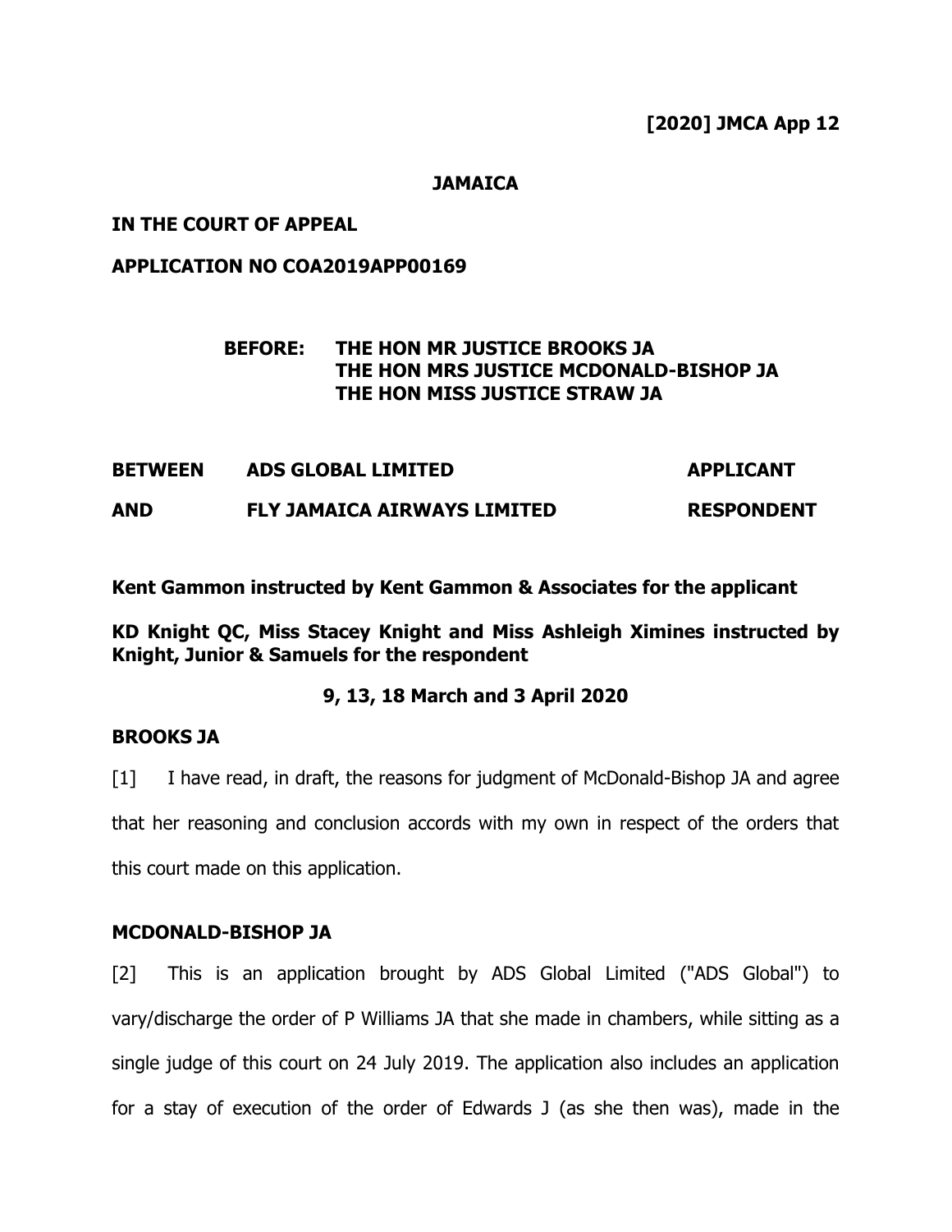**[2020] JMCA App 12**

**JAMAICA**

**IN THE COURT OF APPEAL**

**APPLICATION NO COA2019APP00169**

**BEFORE: THE HON MR JUSTICE BROOKS JA**
**THE HON MRS JUSTICE MCDONALD-BISHOP JA**
**THE HON MISS JUSTICE STRAW JA**

| **BETWEEN** | **ADS GLOBAL LIMITED** | **APPLICANT** |
|---|---|---|
| **AND** | **FLY JAMAICA AIRWAYS LIMITED** | **RESPONDENT** |

**Kent Gammon instructed by Kent Gammon & Associates for the applicant**

**KD Knight QC, Miss Stacey Knight and Miss Ashleigh Ximines instructed by Knight, Junior & Samuels for the respondent**

**9, 13, 18 March and 3 April 2020**

## BROOKS JA

[1] I have read, in draft, the reasons for judgment of McDonald-Bishop JA and agree that her reasoning and conclusion accords with my own in respect of the orders that this court made on this application.

## MCDONALD-BISHOP JA

[2] This is an application brought by ADS Global Limited ("ADS Global") to vary/discharge the order of P Williams JA that she made in chambers, while sitting as a single judge of this court on 24 July 2019. The application also includes an application for a stay of execution of the order of Edwards J (as she then was), made in the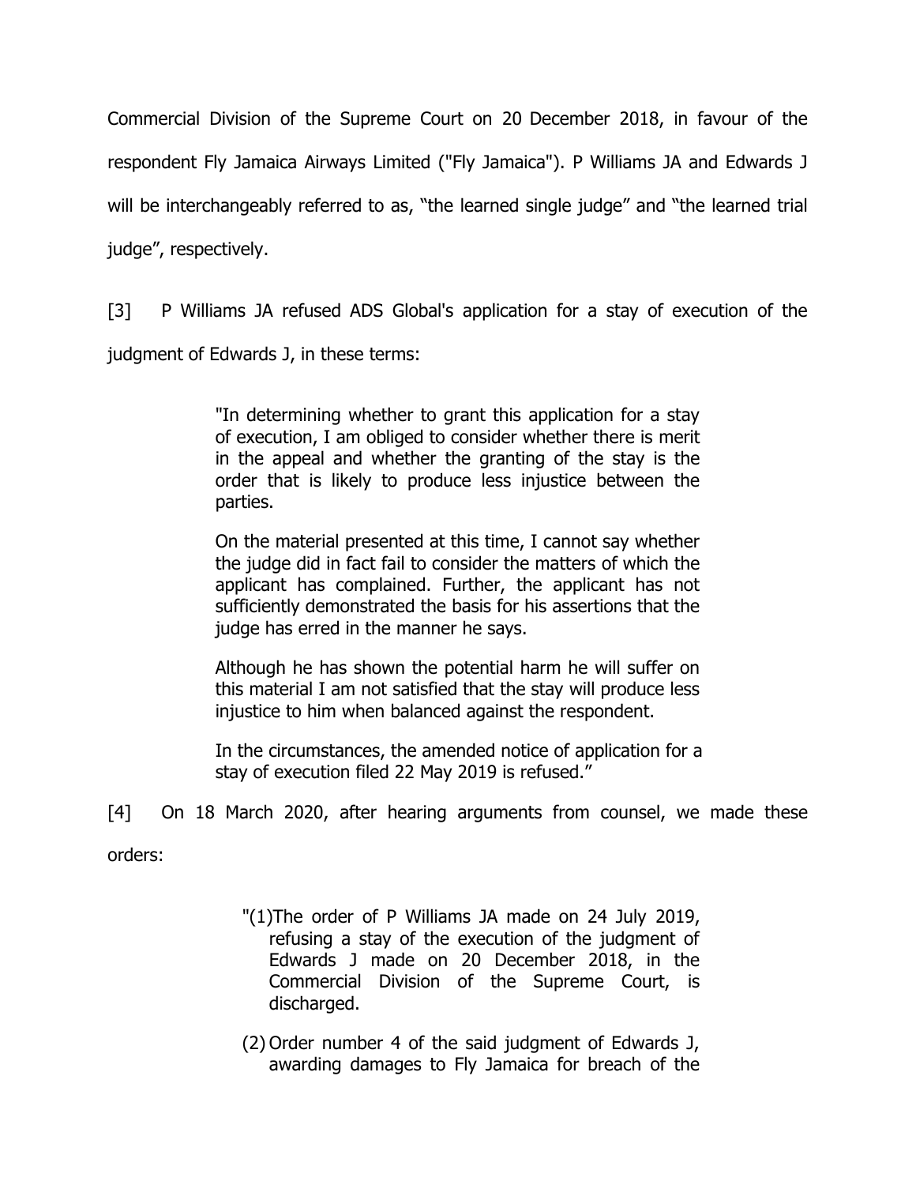Commercial Division of the Supreme Court on 20 December 2018, in favour of the respondent Fly Jamaica Airways Limited ("Fly Jamaica"). P Williams JA and Edwards J will be interchangeably referred to as, "the learned single judge" and "the learned trial judge", respectively.

[3] P Williams JA refused ADS Global's application for a stay of execution of the judgment of Edwards J, in these terms:

> "In determining whether to grant this application for a stay of execution, I am obliged to consider whether there is merit in the appeal and whether the granting of the stay is the order that is likely to produce less injustice between the parties.
>
> On the material presented at this time, I cannot say whether the judge did in fact fail to consider the matters of which the applicant has complained. Further, the applicant has not sufficiently demonstrated the basis for his assertions that the judge has erred in the manner he says.
>
> Although he has shown the potential harm he will suffer on this material I am not satisfied that the stay will produce less injustice to him when balanced against the respondent.
>
> In the circumstances, the amended notice of application for a stay of execution filed 22 May 2019 is refused."

[4] On 18 March 2020, after hearing arguments from counsel, we made these orders:

> "(1) The order of P Williams JA made on 24 July 2019, refusing a stay of the execution of the judgment of Edwards J made on 20 December 2018, in the Commercial Division of the Supreme Court, is discharged.
>
> (2) Order number 4 of the said judgment of Edwards J, awarding damages to Fly Jamaica for breach of the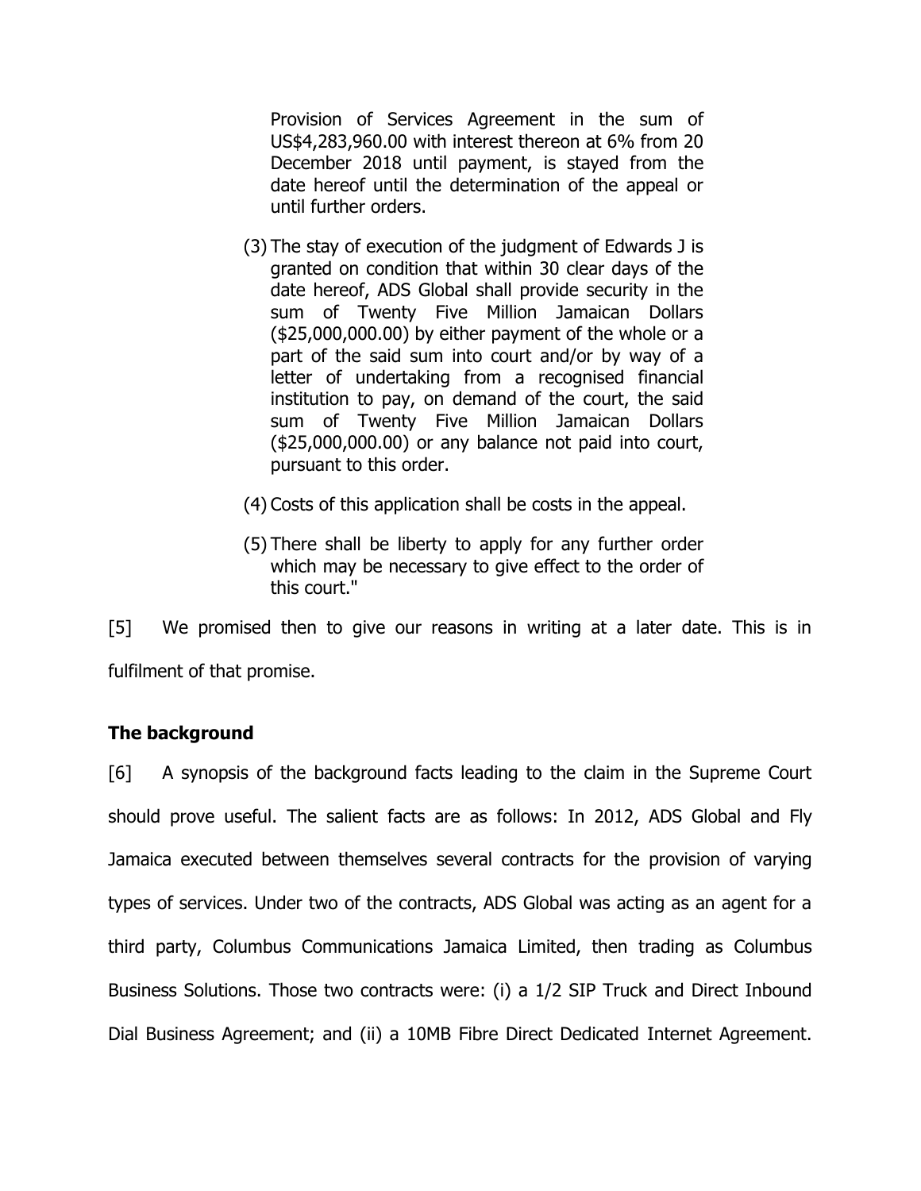Provision of Services Agreement in the sum of US$4,283,960.00 with interest thereon at 6% from 20 December 2018 until payment, is stayed from the date hereof until the determination of the appeal or until further orders.

(3) The stay of execution of the judgment of Edwards J is granted on condition that within 30 clear days of the date hereof, ADS Global shall provide security in the sum of Twenty Five Million Jamaican Dollars ($25,000,000.00) by either payment of the whole or a part of the said sum into court and/or by way of a letter of undertaking from a recognised financial institution to pay, on demand of the court, the said sum of Twenty Five Million Jamaican Dollars ($25,000,000.00) or any balance not paid into court, pursuant to this order.

(4) Costs of this application shall be costs in the appeal.

(5) There shall be liberty to apply for any further order which may be necessary to give effect to the order of this court."

[5] We promised then to give our reasons in writing at a later date. This is in fulfilment of that promise.

**The background**

[6] A synopsis of the background facts leading to the claim in the Supreme Court should prove useful. The salient facts are as follows: In 2012, ADS Global and Fly Jamaica executed between themselves several contracts for the provision of varying types of services. Under two of the contracts, ADS Global was acting as an agent for a third party, Columbus Communications Jamaica Limited, then trading as Columbus Business Solutions. Those two contracts were: (i) a 1/2 SIP Truck and Direct Inbound Dial Business Agreement; and (ii) a 10MB Fibre Direct Dedicated Internet Agreement.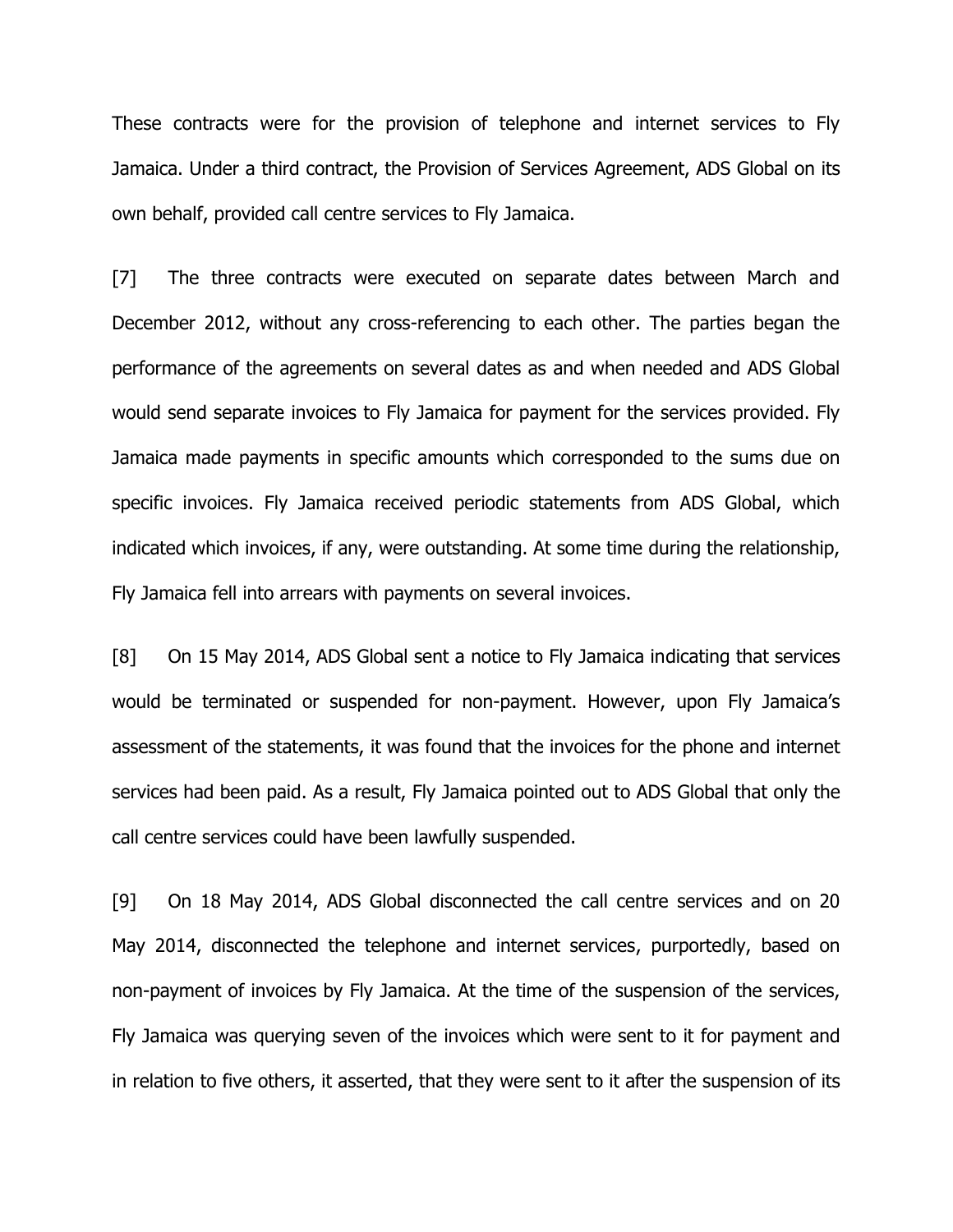These contracts were for the provision of telephone and internet services to Fly Jamaica. Under a third contract, the Provision of Services Agreement, ADS Global on its own behalf, provided call centre services to Fly Jamaica.

[7] The three contracts were executed on separate dates between March and December 2012, without any cross-referencing to each other. The parties began the performance of the agreements on several dates as and when needed and ADS Global would send separate invoices to Fly Jamaica for payment for the services provided. Fly Jamaica made payments in specific amounts which corresponded to the sums due on specific invoices. Fly Jamaica received periodic statements from ADS Global, which indicated which invoices, if any, were outstanding. At some time during the relationship, Fly Jamaica fell into arrears with payments on several invoices.

[8] On 15 May 2014, ADS Global sent a notice to Fly Jamaica indicating that services would be terminated or suspended for non-payment. However, upon Fly Jamaica's assessment of the statements, it was found that the invoices for the phone and internet services had been paid. As a result, Fly Jamaica pointed out to ADS Global that only the call centre services could have been lawfully suspended.

[9] On 18 May 2014, ADS Global disconnected the call centre services and on 20 May 2014, disconnected the telephone and internet services, purportedly, based on non-payment of invoices by Fly Jamaica. At the time of the suspension of the services, Fly Jamaica was querying seven of the invoices which were sent to it for payment and in relation to five others, it asserted, that they were sent to it after the suspension of its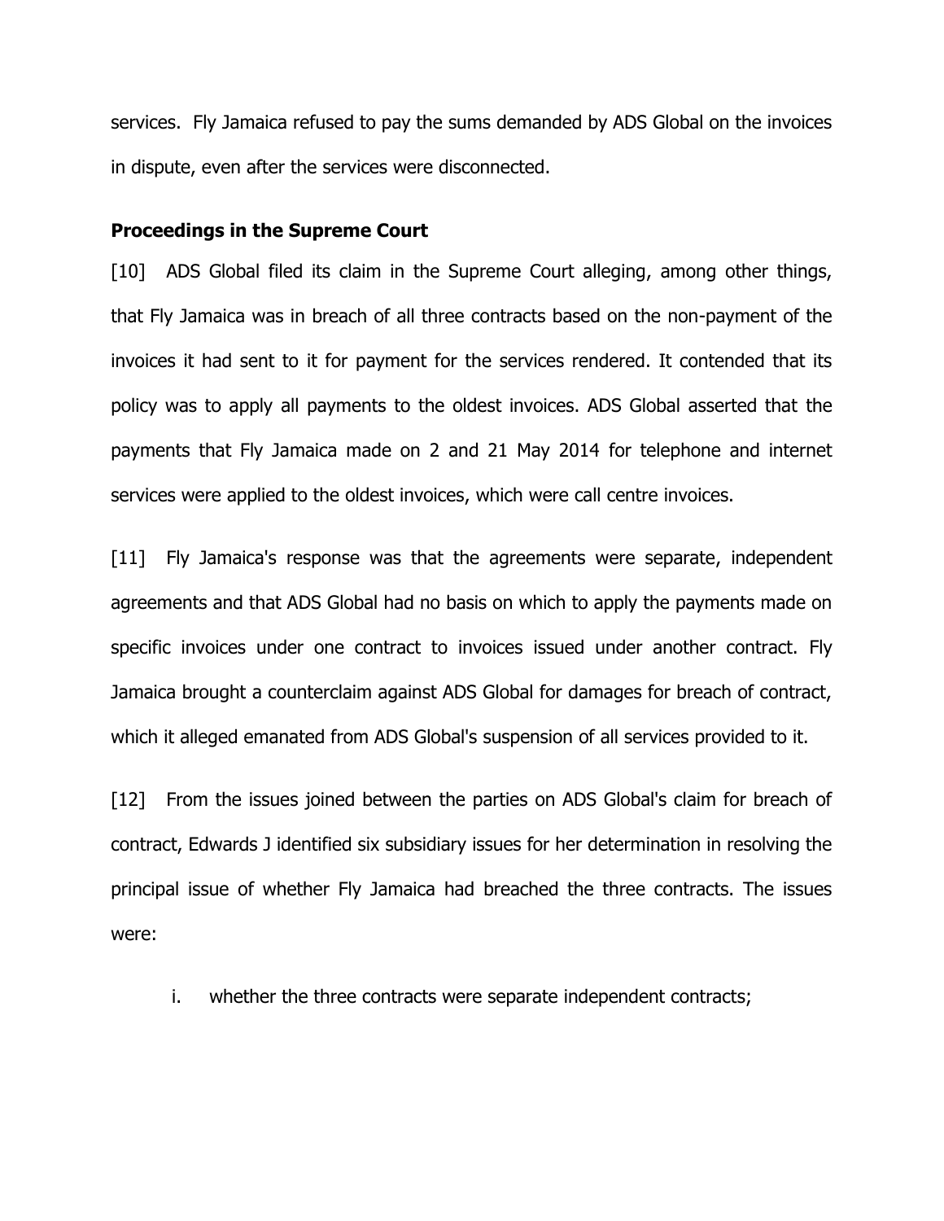services. Fly Jamaica refused to pay the sums demanded by ADS Global on the invoices in dispute, even after the services were disconnected.

**Proceedings in the Supreme Court**

[10] ADS Global filed its claim in the Supreme Court alleging, among other things, that Fly Jamaica was in breach of all three contracts based on the non-payment of the invoices it had sent to it for payment for the services rendered. It contended that its policy was to apply all payments to the oldest invoices. ADS Global asserted that the payments that Fly Jamaica made on 2 and 21 May 2014 for telephone and internet services were applied to the oldest invoices, which were call centre invoices.

[11] Fly Jamaica's response was that the agreements were separate, independent agreements and that ADS Global had no basis on which to apply the payments made on specific invoices under one contract to invoices issued under another contract. Fly Jamaica brought a counterclaim against ADS Global for damages for breach of contract, which it alleged emanated from ADS Global's suspension of all services provided to it.

[12] From the issues joined between the parties on ADS Global's claim for breach of contract, Edwards J identified six subsidiary issues for her determination in resolving the principal issue of whether Fly Jamaica had breached the three contracts. The issues were:

i. whether the three contracts were separate independent contracts;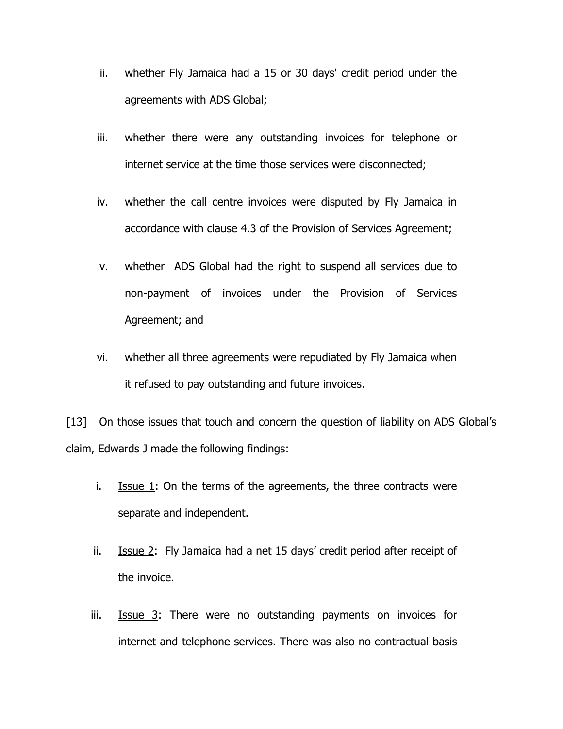ii. whether Fly Jamaica had a 15 or 30 days' credit period under the agreements with ADS Global;

iii. whether there were any outstanding invoices for telephone or internet service at the time those services were disconnected;

iv. whether the call centre invoices were disputed by Fly Jamaica in accordance with clause 4.3 of the Provision of Services Agreement;

v. whether ADS Global had the right to suspend all services due to non-payment of invoices under the Provision of Services Agreement; and

vi. whether all three agreements were repudiated by Fly Jamaica when it refused to pay outstanding and future invoices.

[13] On those issues that touch and concern the question of liability on ADS Global's claim, Edwards J made the following findings:

i. Issue 1: On the terms of the agreements, the three contracts were separate and independent.

ii. Issue 2: Fly Jamaica had a net 15 days' credit period after receipt of the invoice.

iii. Issue 3: There were no outstanding payments on invoices for internet and telephone services. There was also no contractual basis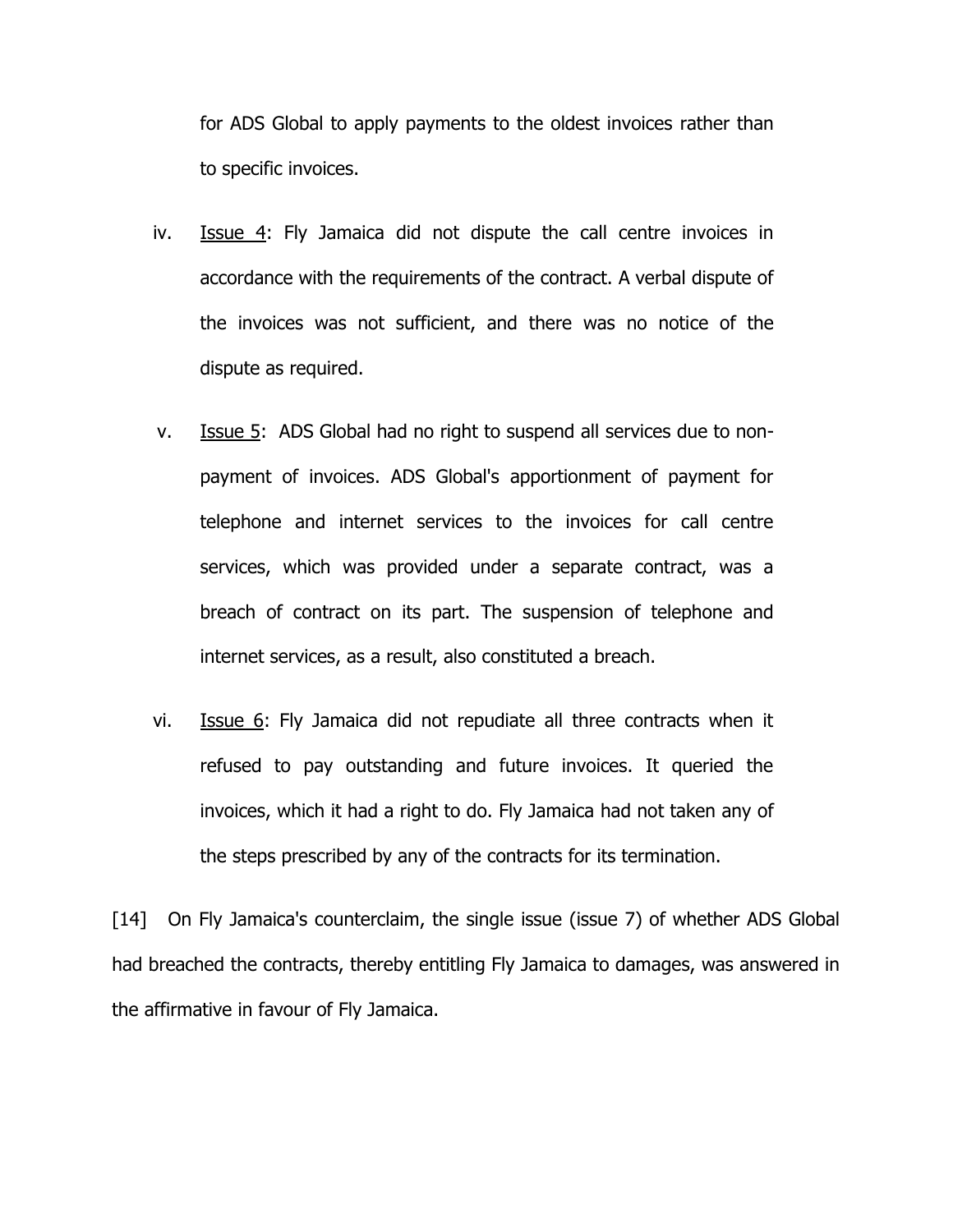for ADS Global to apply payments to the oldest invoices rather than to specific invoices.

iv. Issue 4: Fly Jamaica did not dispute the call centre invoices in accordance with the requirements of the contract. A verbal dispute of the invoices was not sufficient, and there was no notice of the dispute as required.

v. Issue 5: ADS Global had no right to suspend all services due to non-payment of invoices. ADS Global's apportionment of payment for telephone and internet services to the invoices for call centre services, which was provided under a separate contract, was a breach of contract on its part. The suspension of telephone and internet services, as a result, also constituted a breach.

vi. Issue 6: Fly Jamaica did not repudiate all three contracts when it refused to pay outstanding and future invoices. It queried the invoices, which it had a right to do. Fly Jamaica had not taken any of the steps prescribed by any of the contracts for its termination.

[14] On Fly Jamaica's counterclaim, the single issue (issue 7) of whether ADS Global had breached the contracts, thereby entitling Fly Jamaica to damages, was answered in the affirmative in favour of Fly Jamaica.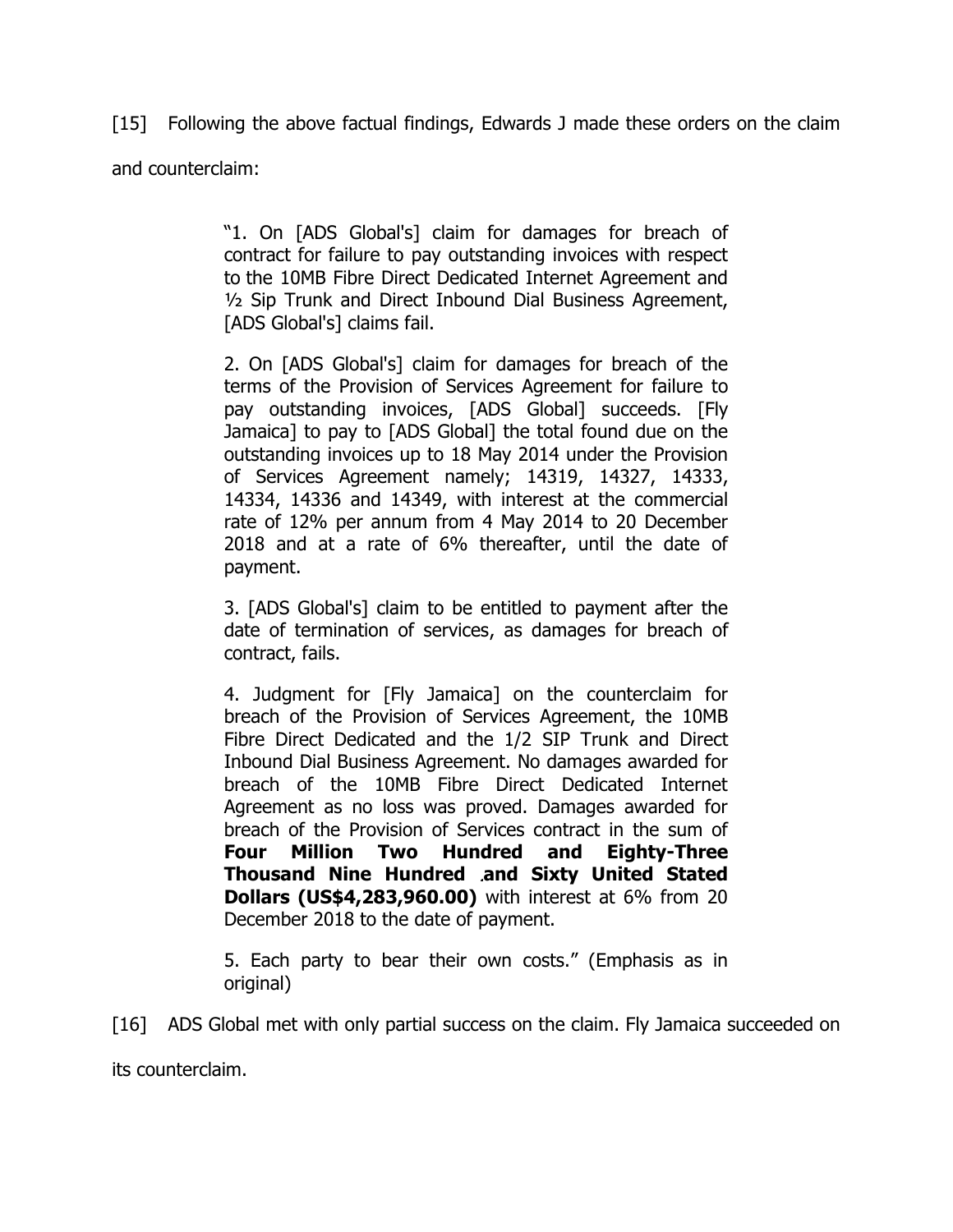[15] Following the above factual findings, Edwards J made these orders on the claim and counterclaim:

> "1. On [ADS Global's] claim for damages for breach of contract for failure to pay outstanding invoices with respect to the 10MB Fibre Direct Dedicated Internet Agreement and ½ Sip Trunk and Direct Inbound Dial Business Agreement, [ADS Global's] claims fail.
>
> 2. On [ADS Global's] claim for damages for breach of the terms of the Provision of Services Agreement for failure to pay outstanding invoices, [ADS Global] succeeds. [Fly Jamaica] to pay to [ADS Global] the total found due on the outstanding invoices up to 18 May 2014 under the Provision of Services Agreement namely; 14319, 14327, 14333, 14334, 14336 and 14349, with interest at the commercial rate of 12% per annum from 4 May 2014 to 20 December 2018 and at a rate of 6% thereafter, until the date of payment.
>
> 3. [ADS Global's] claim to be entitled to payment after the date of termination of services, as damages for breach of contract, fails.
>
> 4. Judgment for [Fly Jamaica] on the counterclaim for breach of the Provision of Services Agreement, the 10MB Fibre Direct Dedicated and the 1/2 SIP Trunk and Direct Inbound Dial Business Agreement. No damages awarded for breach of the 10MB Fibre Direct Dedicated Internet Agreement as no loss was proved. Damages awarded for breach of the Provision of Services contract in the sum of **Four Million Two Hundred and Eighty-Three Thousand Nine Hundred and Sixty United Stated Dollars (US$4,283,960.00)** with interest at 6% from 20 December 2018 to the date of payment.
>
> 5. Each party to bear their own costs." (Emphasis as in original)

[16] ADS Global met with only partial success on the claim. Fly Jamaica succeeded on its counterclaim.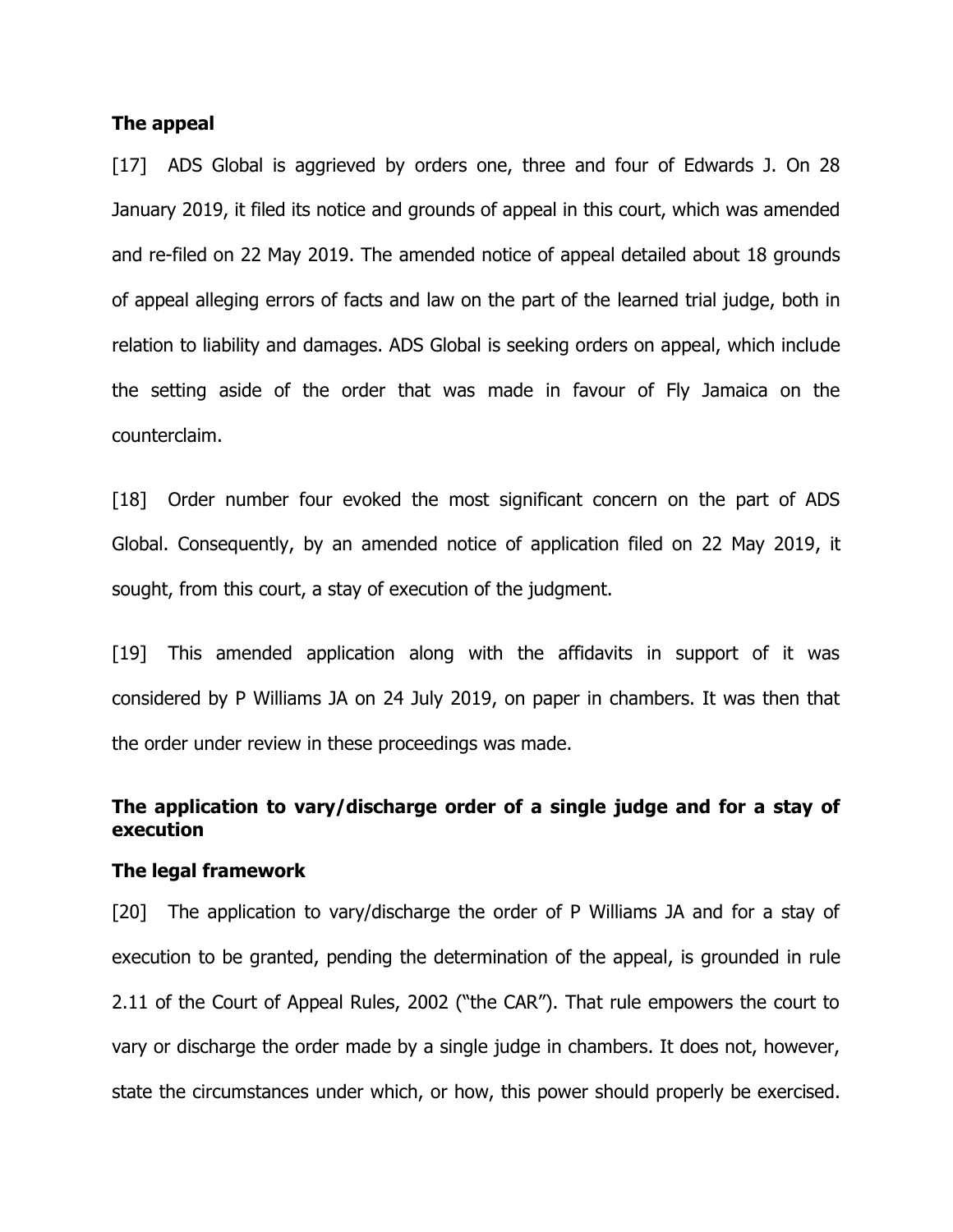## The appeal

[17] ADS Global is aggrieved by orders one, three and four of Edwards J. On 28 January 2019, it filed its notice and grounds of appeal in this court, which was amended and re-filed on 22 May 2019. The amended notice of appeal detailed about 18 grounds of appeal alleging errors of facts and law on the part of the learned trial judge, both in relation to liability and damages. ADS Global is seeking orders on appeal, which include the setting aside of the order that was made in favour of Fly Jamaica on the counterclaim.

[18] Order number four evoked the most significant concern on the part of ADS Global. Consequently, by an amended notice of application filed on 22 May 2019, it sought, from this court, a stay of execution of the judgment.

[19] This amended application along with the affidavits in support of it was considered by P Williams JA on 24 July 2019, on paper in chambers. It was then that the order under review in these proceedings was made.

## The application to vary/discharge order of a single judge and for a stay of execution

### The legal framework

[20] The application to vary/discharge the order of P Williams JA and for a stay of execution to be granted, pending the determination of the appeal, is grounded in rule 2.11 of the Court of Appeal Rules, 2002 ("the CAR"). That rule empowers the court to vary or discharge the order made by a single judge in chambers. It does not, however, state the circumstances under which, or how, this power should properly be exercised.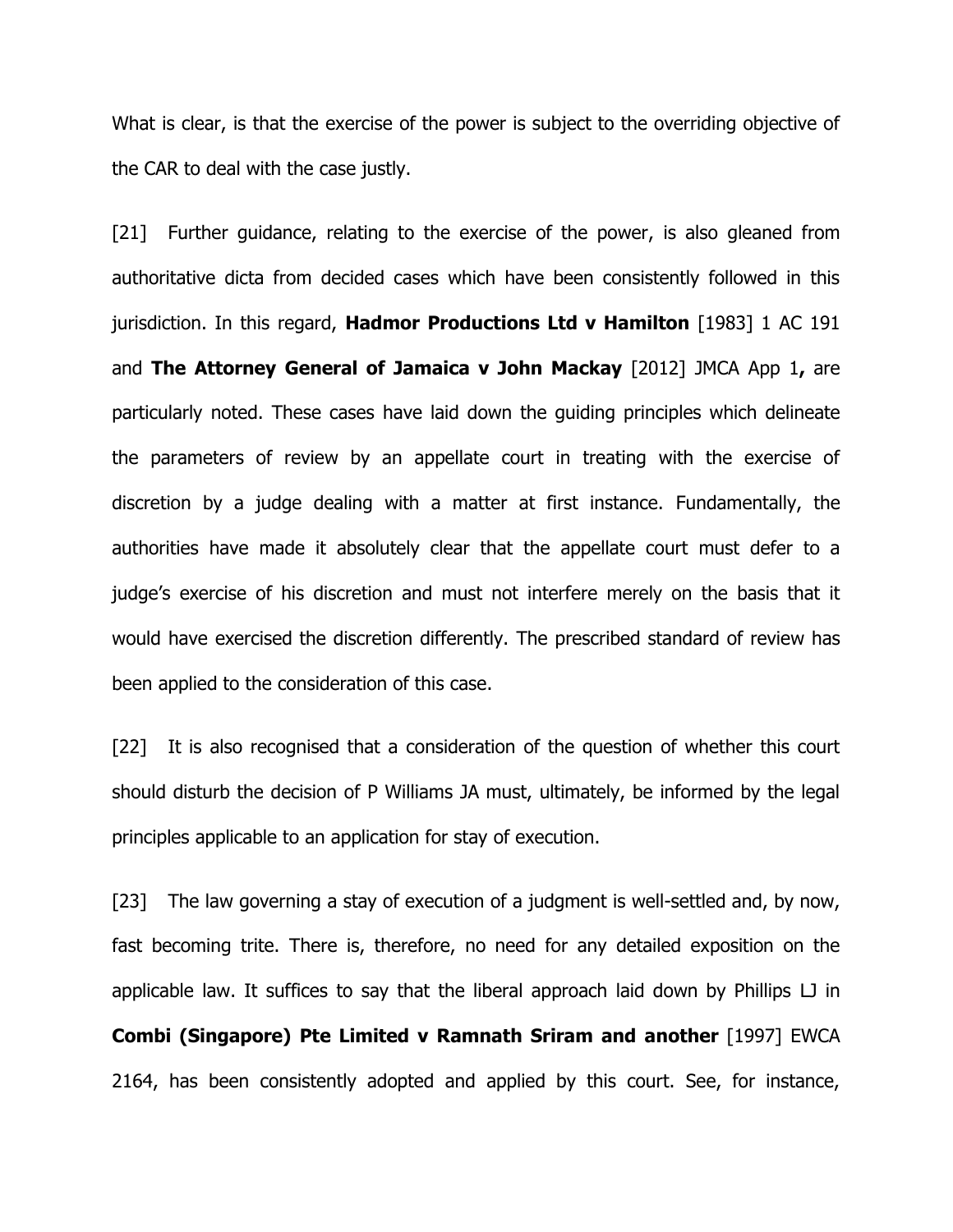What is clear, is that the exercise of the power is subject to the overriding objective of the CAR to deal with the case justly.

[21] Further guidance, relating to the exercise of the power, is also gleaned from authoritative dicta from decided cases which have been consistently followed in this jurisdiction. In this regard, **Hadmor Productions Ltd v Hamilton** [1983] 1 AC 191 and **The Attorney General of Jamaica v John Mackay** [2012] JMCA App 1**,** are particularly noted. These cases have laid down the guiding principles which delineate the parameters of review by an appellate court in treating with the exercise of discretion by a judge dealing with a matter at first instance. Fundamentally, the authorities have made it absolutely clear that the appellate court must defer to a judge's exercise of his discretion and must not interfere merely on the basis that it would have exercised the discretion differently. The prescribed standard of review has been applied to the consideration of this case.

[22] It is also recognised that a consideration of the question of whether this court should disturb the decision of P Williams JA must, ultimately, be informed by the legal principles applicable to an application for stay of execution.

[23] The law governing a stay of execution of a judgment is well-settled and, by now, fast becoming trite. There is, therefore, no need for any detailed exposition on the applicable law. It suffices to say that the liberal approach laid down by Phillips LJ in **Combi (Singapore) Pte Limited v Ramnath Sriram and another** [1997] EWCA 2164, has been consistently adopted and applied by this court. See, for instance,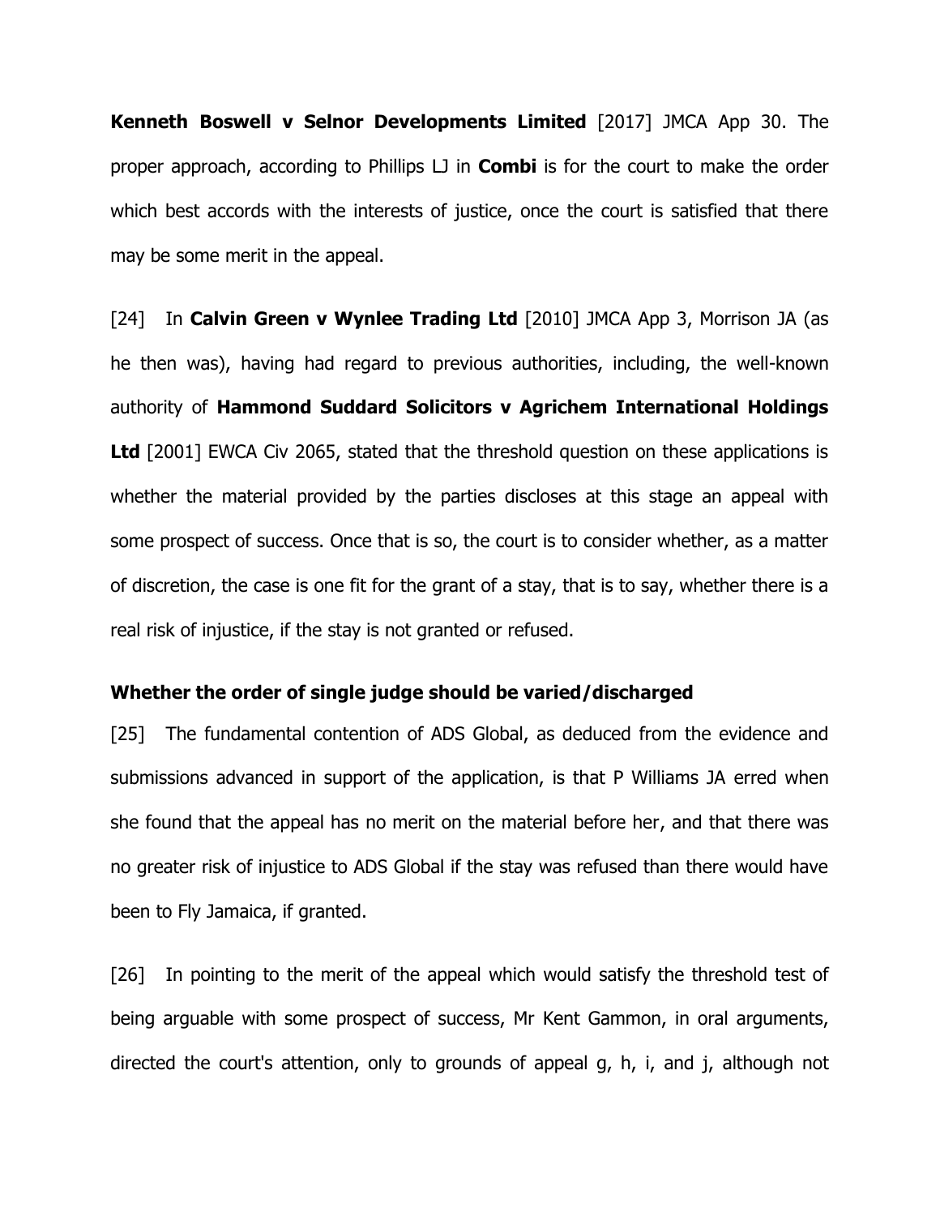**Kenneth Boswell v Selnor Developments Limited** [2017] JMCA App 30. The proper approach, according to Phillips LJ in **Combi** is for the court to make the order which best accords with the interests of justice, once the court is satisfied that there may be some merit in the appeal.

[24] In **Calvin Green v Wynlee Trading Ltd** [2010] JMCA App 3, Morrison JA (as he then was), having had regard to previous authorities, including, the well-known authority of **Hammond Suddard Solicitors v Agrichem International Holdings Ltd** [2001] EWCA Civ 2065, stated that the threshold question on these applications is whether the material provided by the parties discloses at this stage an appeal with some prospect of success. Once that is so, the court is to consider whether, as a matter of discretion, the case is one fit for the grant of a stay, that is to say, whether there is a real risk of injustice, if the stay is not granted or refused.

**Whether the order of single judge should be varied/discharged**

[25] The fundamental contention of ADS Global, as deduced from the evidence and submissions advanced in support of the application, is that P Williams JA erred when she found that the appeal has no merit on the material before her, and that there was no greater risk of injustice to ADS Global if the stay was refused than there would have been to Fly Jamaica, if granted.

[26] In pointing to the merit of the appeal which would satisfy the threshold test of being arguable with some prospect of success, Mr Kent Gammon, in oral arguments, directed the court's attention, only to grounds of appeal g, h, i, and j, although not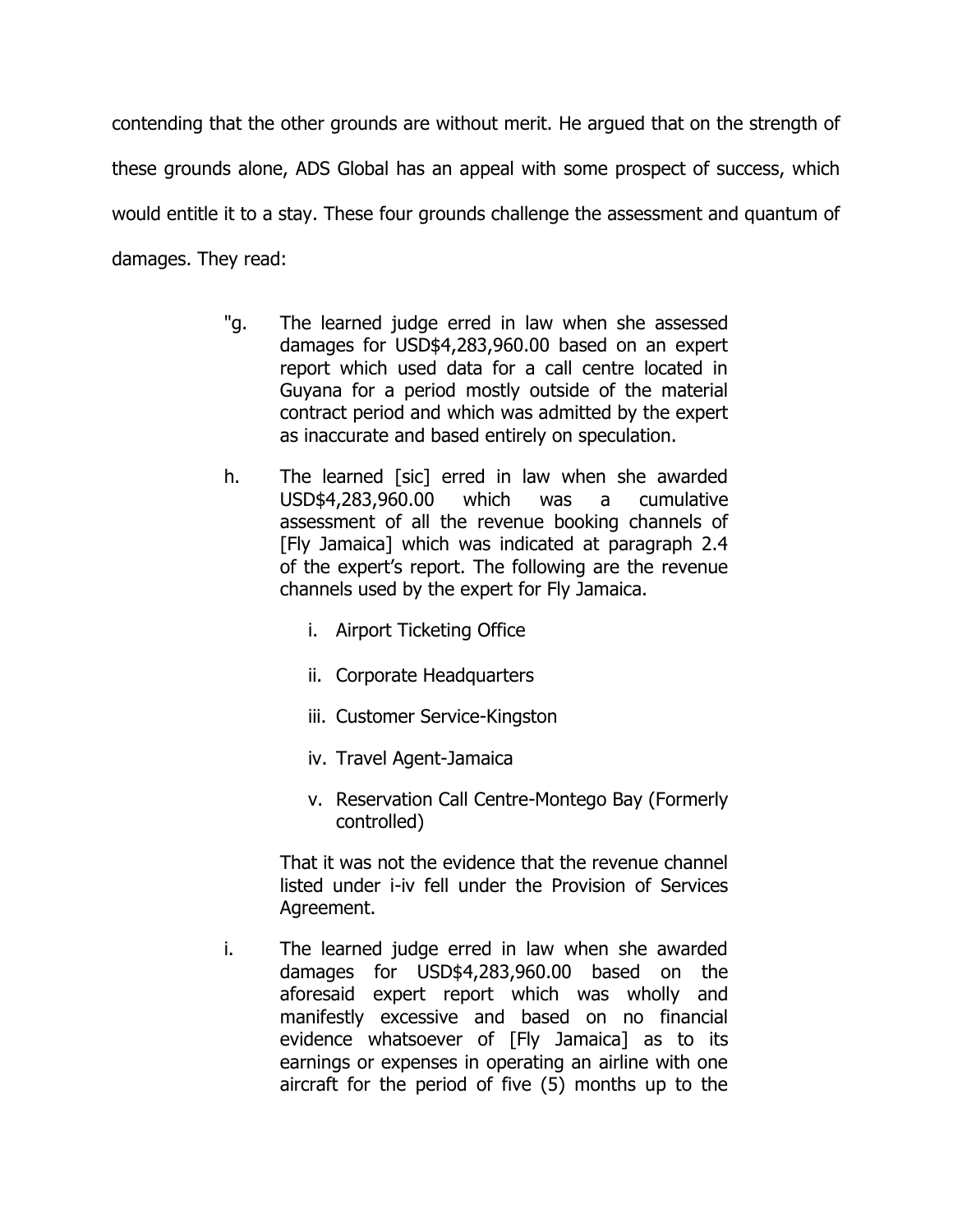contending that the other grounds are without merit. He argued that on the strength of these grounds alone, ADS Global has an appeal with some prospect of success, which would entitle it to a stay. These four grounds challenge the assessment and quantum of damages. They read:

> "g. The learned judge erred in law when she assessed damages for USD$4,283,960.00 based on an expert report which used data for a call centre located in Guyana for a period mostly outside of the material contract period and which was admitted by the expert as inaccurate and based entirely on speculation.
>
> h. The learned [sic] erred in law when she awarded USD$4,283,960.00 which was a cumulative assessment of all the revenue booking channels of [Fly Jamaica] which was indicated at paragraph 2.4 of the expert's report. The following are the revenue channels used by the expert for Fly Jamaica.
>
> i. Airport Ticketing Office
>
> ii. Corporate Headquarters
>
> iii. Customer Service-Kingston
>
> iv. Travel Agent-Jamaica
>
> v. Reservation Call Centre-Montego Bay (Formerly controlled)
>
> That it was not the evidence that the revenue channel listed under i-iv fell under the Provision of Services Agreement.
>
> i. The learned judge erred in law when she awarded damages for USD$4,283,960.00 based on the aforesaid expert report which was wholly and manifestly excessive and based on no financial evidence whatsoever of [Fly Jamaica] as to its earnings or expenses in operating an airline with one aircraft for the period of five (5) months up to the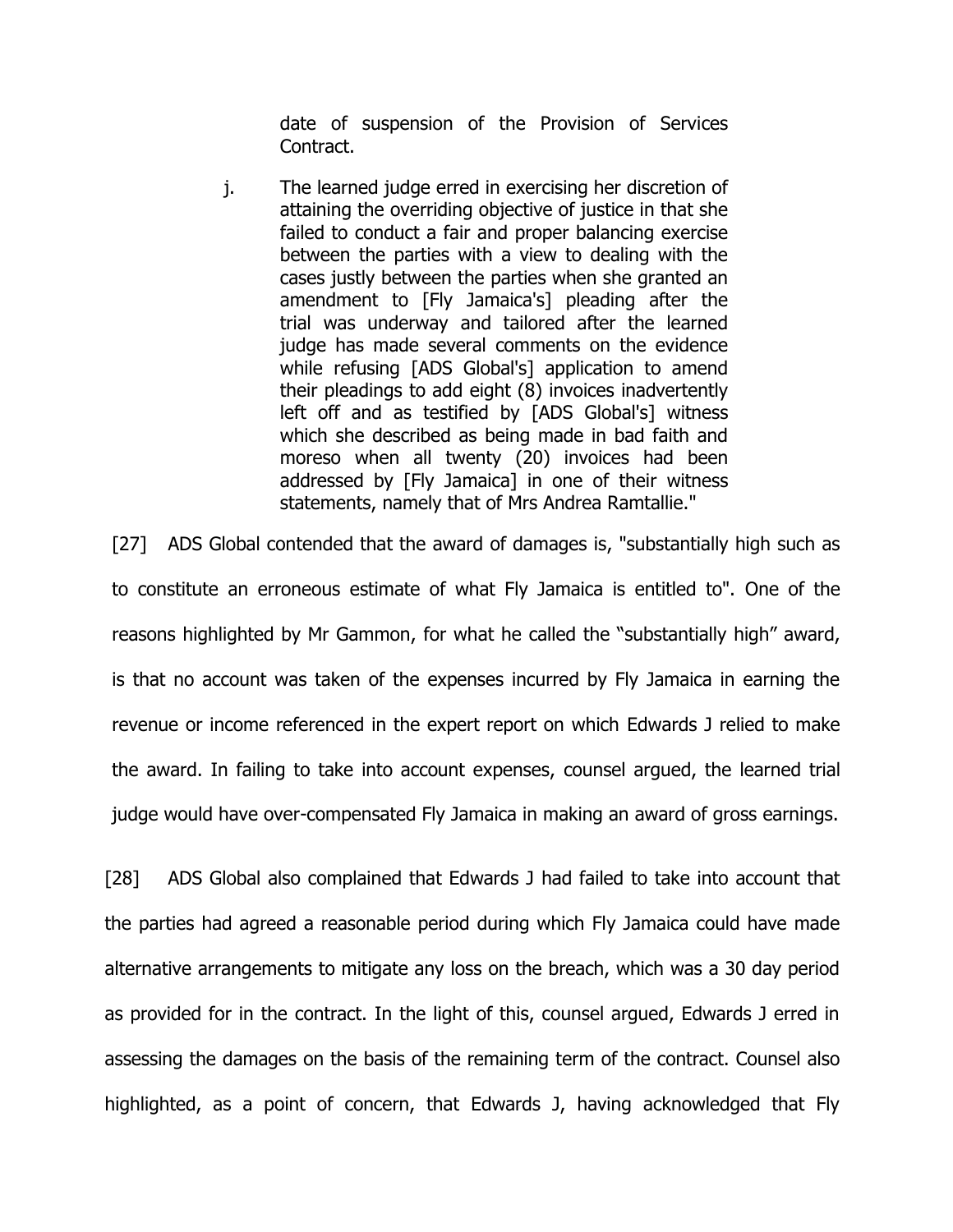date of suspension of the Provision of Services Contract.

j. The learned judge erred in exercising her discretion of attaining the overriding objective of justice in that she failed to conduct a fair and proper balancing exercise between the parties with a view to dealing with the cases justly between the parties when she granted an amendment to [Fly Jamaica's] pleading after the trial was underway and tailored after the learned judge has made several comments on the evidence while refusing [ADS Global's] application to amend their pleadings to add eight (8) invoices inadvertently left off and as testified by [ADS Global's] witness which she described as being made in bad faith and moreso when all twenty (20) invoices had been addressed by [Fly Jamaica] in one of their witness statements, namely that of Mrs Andrea Ramtallie."

[27] ADS Global contended that the award of damages is, "substantially high such as to constitute an erroneous estimate of what Fly Jamaica is entitled to". One of the reasons highlighted by Mr Gammon, for what he called the "substantially high" award, is that no account was taken of the expenses incurred by Fly Jamaica in earning the revenue or income referenced in the expert report on which Edwards J relied to make the award. In failing to take into account expenses, counsel argued, the learned trial judge would have over-compensated Fly Jamaica in making an award of gross earnings.

[28] ADS Global also complained that Edwards J had failed to take into account that the parties had agreed a reasonable period during which Fly Jamaica could have made alternative arrangements to mitigate any loss on the breach, which was a 30 day period as provided for in the contract. In the light of this, counsel argued, Edwards J erred in assessing the damages on the basis of the remaining term of the contract. Counsel also highlighted, as a point of concern, that Edwards J, having acknowledged that Fly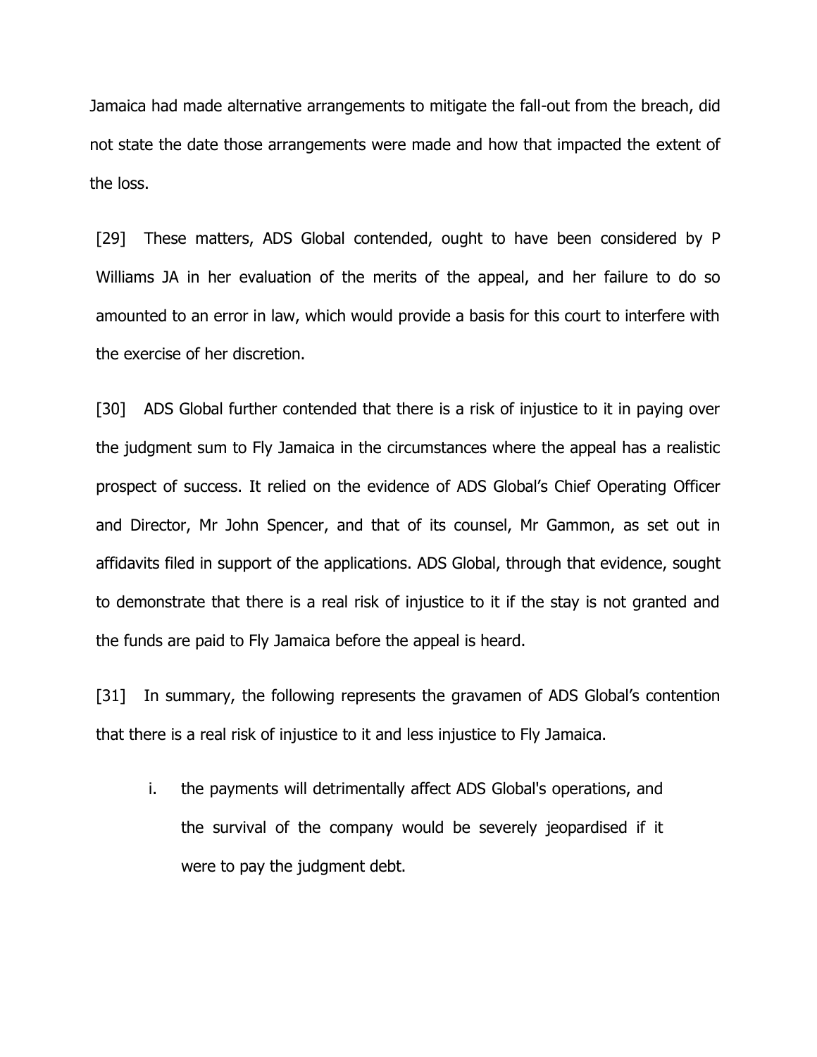Jamaica had made alternative arrangements to mitigate the fall-out from the breach, did not state the date those arrangements were made and how that impacted the extent of the loss.

[29] These matters, ADS Global contended, ought to have been considered by P Williams JA in her evaluation of the merits of the appeal, and her failure to do so amounted to an error in law, which would provide a basis for this court to interfere with the exercise of her discretion.

[30] ADS Global further contended that there is a risk of injustice to it in paying over the judgment sum to Fly Jamaica in the circumstances where the appeal has a realistic prospect of success. It relied on the evidence of ADS Global's Chief Operating Officer and Director, Mr John Spencer, and that of its counsel, Mr Gammon, as set out in affidavits filed in support of the applications. ADS Global, through that evidence, sought to demonstrate that there is a real risk of injustice to it if the stay is not granted and the funds are paid to Fly Jamaica before the appeal is heard.

[31] In summary, the following represents the gravamen of ADS Global's contention that there is a real risk of injustice to it and less injustice to Fly Jamaica.

i. the payments will detrimentally affect ADS Global's operations, and the survival of the company would be severely jeopardised if it were to pay the judgment debt.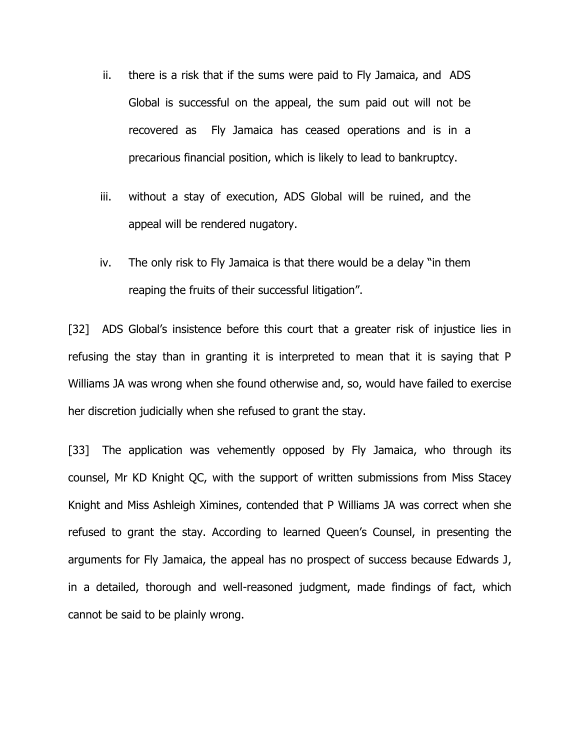ii. there is a risk that if the sums were paid to Fly Jamaica, and ADS Global is successful on the appeal, the sum paid out will not be recovered as Fly Jamaica has ceased operations and is in a precarious financial position, which is likely to lead to bankruptcy.

iii. without a stay of execution, ADS Global will be ruined, and the appeal will be rendered nugatory.

iv. The only risk to Fly Jamaica is that there would be a delay "in them reaping the fruits of their successful litigation".

[32] ADS Global's insistence before this court that a greater risk of injustice lies in refusing the stay than in granting it is interpreted to mean that it is saying that P Williams JA was wrong when she found otherwise and, so, would have failed to exercise her discretion judicially when she refused to grant the stay.

[33] The application was vehemently opposed by Fly Jamaica, who through its counsel, Mr KD Knight QC, with the support of written submissions from Miss Stacey Knight and Miss Ashleigh Ximines, contended that P Williams JA was correct when she refused to grant the stay. According to learned Queen's Counsel, in presenting the arguments for Fly Jamaica, the appeal has no prospect of success because Edwards J, in a detailed, thorough and well-reasoned judgment, made findings of fact, which cannot be said to be plainly wrong.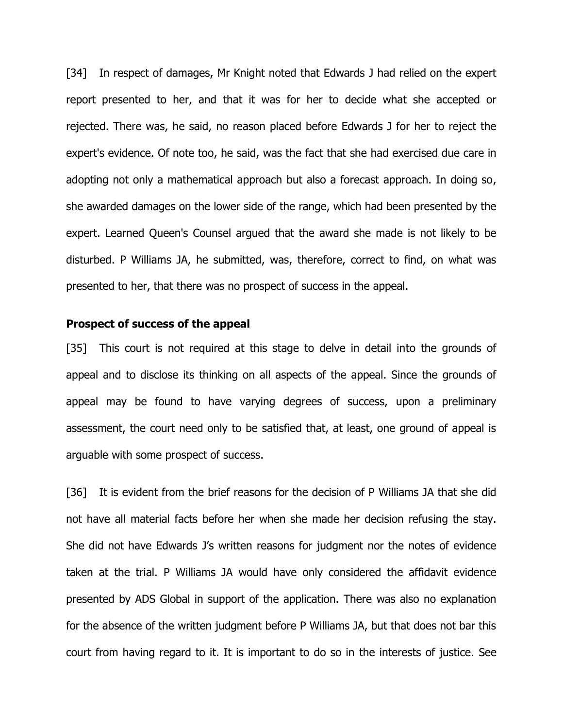[34] In respect of damages, Mr Knight noted that Edwards J had relied on the expert report presented to her, and that it was for her to decide what she accepted or rejected. There was, he said, no reason placed before Edwards J for her to reject the expert's evidence. Of note too, he said, was the fact that she had exercised due care in adopting not only a mathematical approach but also a forecast approach. In doing so, she awarded damages on the lower side of the range, which had been presented by the expert. Learned Queen's Counsel argued that the award she made is not likely to be disturbed. P Williams JA, he submitted, was, therefore, correct to find, on what was presented to her, that there was no prospect of success in the appeal.

**Prospect of success of the appeal**

[35] This court is not required at this stage to delve in detail into the grounds of appeal and to disclose its thinking on all aspects of the appeal. Since the grounds of appeal may be found to have varying degrees of success, upon a preliminary assessment, the court need only to be satisfied that, at least, one ground of appeal is arguable with some prospect of success.

[36] It is evident from the brief reasons for the decision of P Williams JA that she did not have all material facts before her when she made her decision refusing the stay. She did not have Edwards J's written reasons for judgment nor the notes of evidence taken at the trial. P Williams JA would have only considered the affidavit evidence presented by ADS Global in support of the application. There was also no explanation for the absence of the written judgment before P Williams JA, but that does not bar this court from having regard to it. It is important to do so in the interests of justice. See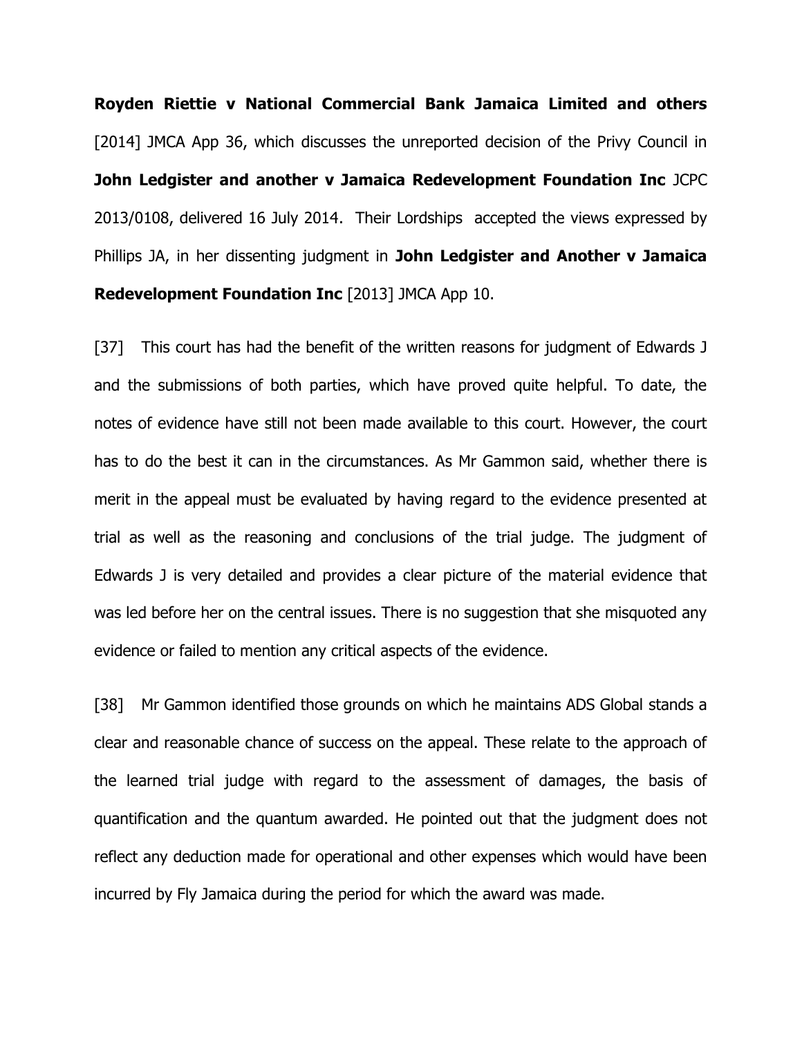**Royden Riettie v National Commercial Bank Jamaica Limited and others** [2014] JMCA App 36, which discusses the unreported decision of the Privy Council in **John Ledgister and another v Jamaica Redevelopment Foundation Inc** JCPC 2013/0108, delivered 16 July 2014. Their Lordships accepted the views expressed by Phillips JA, in her dissenting judgment in **John Ledgister and Another v Jamaica Redevelopment Foundation Inc** [2013] JMCA App 10.

[37] This court has had the benefit of the written reasons for judgment of Edwards J and the submissions of both parties, which have proved quite helpful. To date, the notes of evidence have still not been made available to this court. However, the court has to do the best it can in the circumstances. As Mr Gammon said, whether there is merit in the appeal must be evaluated by having regard to the evidence presented at trial as well as the reasoning and conclusions of the trial judge. The judgment of Edwards J is very detailed and provides a clear picture of the material evidence that was led before her on the central issues. There is no suggestion that she misquoted any evidence or failed to mention any critical aspects of the evidence.

[38] Mr Gammon identified those grounds on which he maintains ADS Global stands a clear and reasonable chance of success on the appeal. These relate to the approach of the learned trial judge with regard to the assessment of damages, the basis of quantification and the quantum awarded. He pointed out that the judgment does not reflect any deduction made for operational and other expenses which would have been incurred by Fly Jamaica during the period for which the award was made.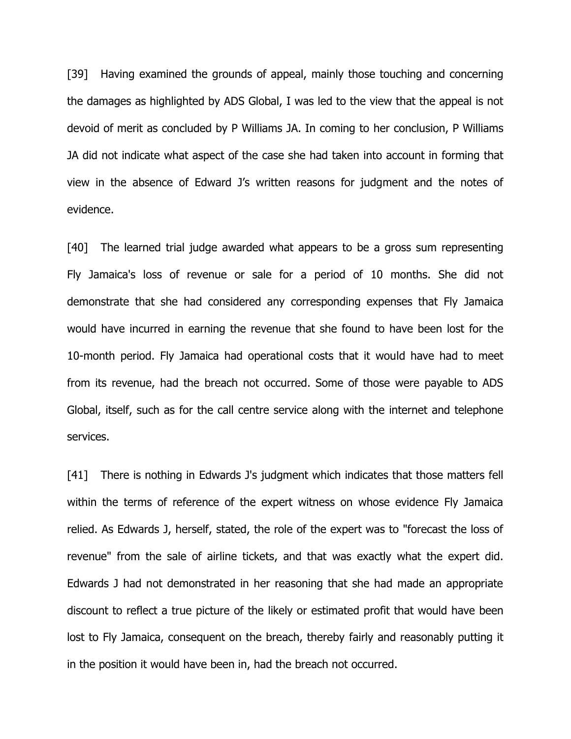[39] Having examined the grounds of appeal, mainly those touching and concerning the damages as highlighted by ADS Global, I was led to the view that the appeal is not devoid of merit as concluded by P Williams JA. In coming to her conclusion, P Williams JA did not indicate what aspect of the case she had taken into account in forming that view in the absence of Edward J's written reasons for judgment and the notes of evidence.

[40] The learned trial judge awarded what appears to be a gross sum representing Fly Jamaica's loss of revenue or sale for a period of 10 months. She did not demonstrate that she had considered any corresponding expenses that Fly Jamaica would have incurred in earning the revenue that she found to have been lost for the 10-month period. Fly Jamaica had operational costs that it would have had to meet from its revenue, had the breach not occurred. Some of those were payable to ADS Global, itself, such as for the call centre service along with the internet and telephone services.

[41] There is nothing in Edwards J's judgment which indicates that those matters fell within the terms of reference of the expert witness on whose evidence Fly Jamaica relied. As Edwards J, herself, stated, the role of the expert was to "forecast the loss of revenue" from the sale of airline tickets, and that was exactly what the expert did. Edwards J had not demonstrated in her reasoning that she had made an appropriate discount to reflect a true picture of the likely or estimated profit that would have been lost to Fly Jamaica, consequent on the breach, thereby fairly and reasonably putting it in the position it would have been in, had the breach not occurred.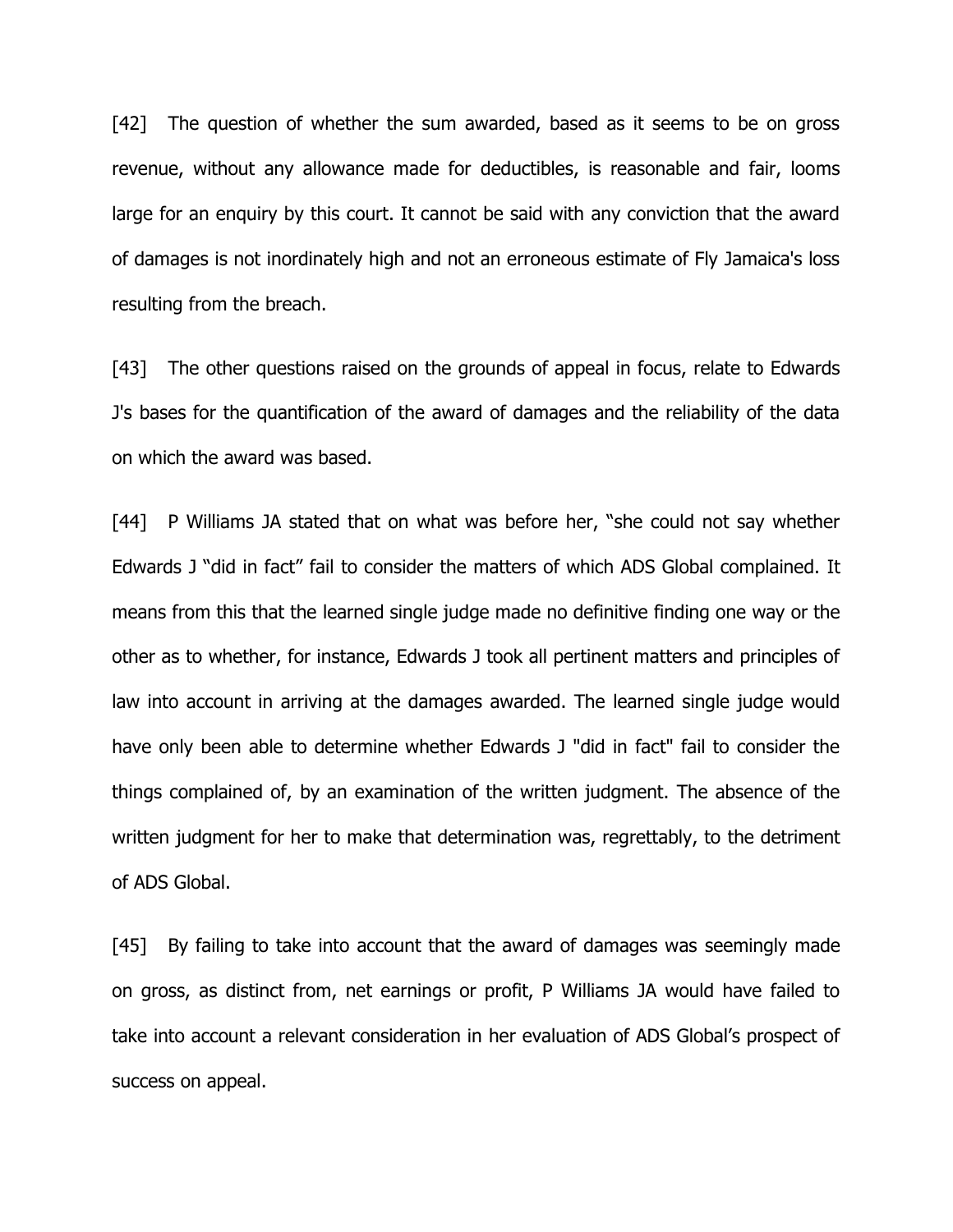[42] The question of whether the sum awarded, based as it seems to be on gross revenue, without any allowance made for deductibles, is reasonable and fair, looms large for an enquiry by this court. It cannot be said with any conviction that the award of damages is not inordinately high and not an erroneous estimate of Fly Jamaica's loss resulting from the breach.

[43] The other questions raised on the grounds of appeal in focus, relate to Edwards J's bases for the quantification of the award of damages and the reliability of the data on which the award was based.

[44] P Williams JA stated that on what was before her, "she could not say whether Edwards J "did in fact" fail to consider the matters of which ADS Global complained. It means from this that the learned single judge made no definitive finding one way or the other as to whether, for instance, Edwards J took all pertinent matters and principles of law into account in arriving at the damages awarded. The learned single judge would have only been able to determine whether Edwards J "did in fact" fail to consider the things complained of, by an examination of the written judgment. The absence of the written judgment for her to make that determination was, regrettably, to the detriment of ADS Global.

[45] By failing to take into account that the award of damages was seemingly made on gross, as distinct from, net earnings or profit, P Williams JA would have failed to take into account a relevant consideration in her evaluation of ADS Global's prospect of success on appeal.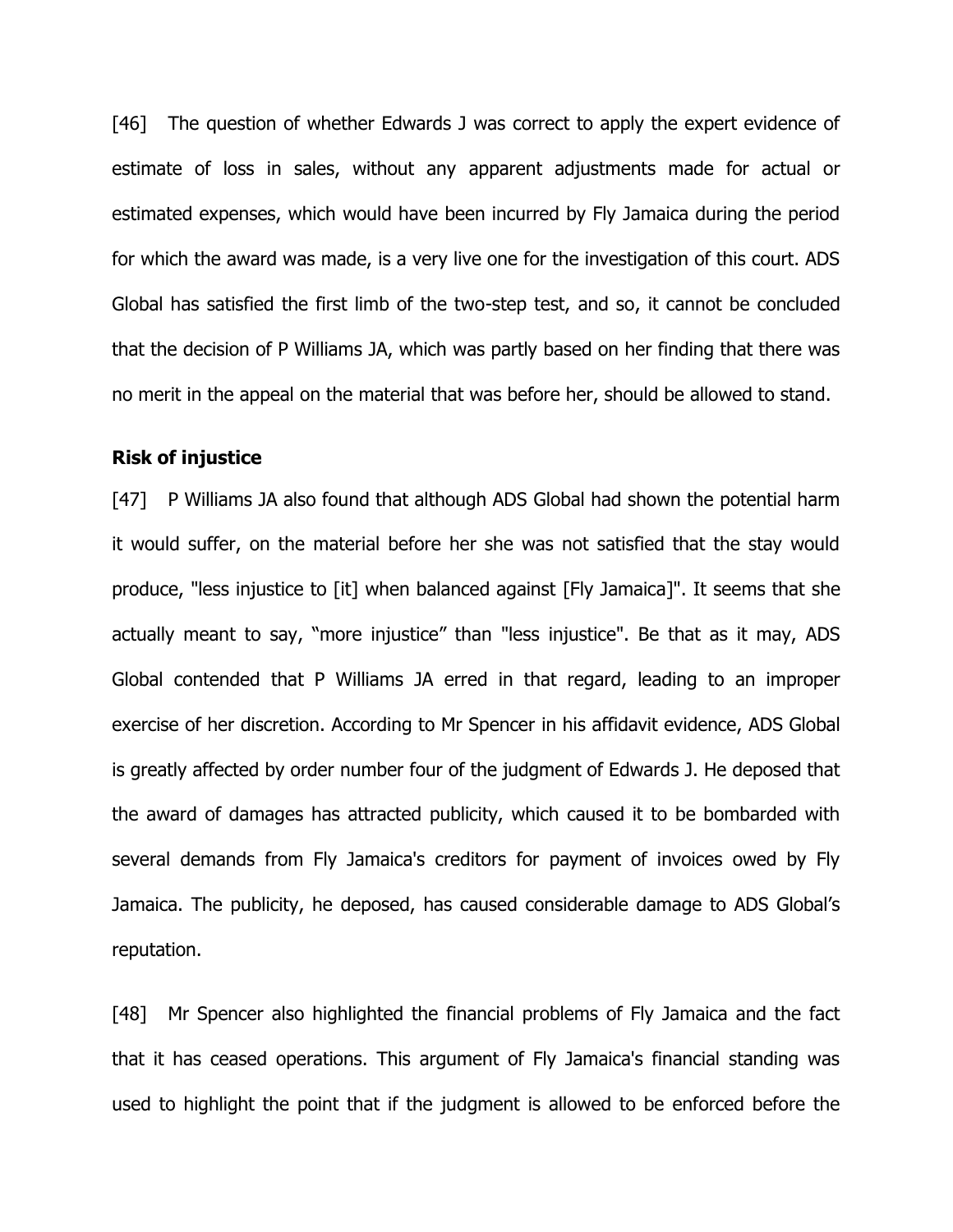[46] The question of whether Edwards J was correct to apply the expert evidence of estimate of loss in sales, without any apparent adjustments made for actual or estimated expenses, which would have been incurred by Fly Jamaica during the period for which the award was made, is a very live one for the investigation of this court. ADS Global has satisfied the first limb of the two-step test, and so, it cannot be concluded that the decision of P Williams JA, which was partly based on her finding that there was no merit in the appeal on the material that was before her, should be allowed to stand.

**Risk of injustice**

[47] P Williams JA also found that although ADS Global had shown the potential harm it would suffer, on the material before her she was not satisfied that the stay would produce, "less injustice to [it] when balanced against [Fly Jamaica]". It seems that she actually meant to say, "more injustice" than "less injustice". Be that as it may, ADS Global contended that P Williams JA erred in that regard, leading to an improper exercise of her discretion. According to Mr Spencer in his affidavit evidence, ADS Global is greatly affected by order number four of the judgment of Edwards J. He deposed that the award of damages has attracted publicity, which caused it to be bombarded with several demands from Fly Jamaica's creditors for payment of invoices owed by Fly Jamaica. The publicity, he deposed, has caused considerable damage to ADS Global's reputation.

[48] Mr Spencer also highlighted the financial problems of Fly Jamaica and the fact that it has ceased operations. This argument of Fly Jamaica's financial standing was used to highlight the point that if the judgment is allowed to be enforced before the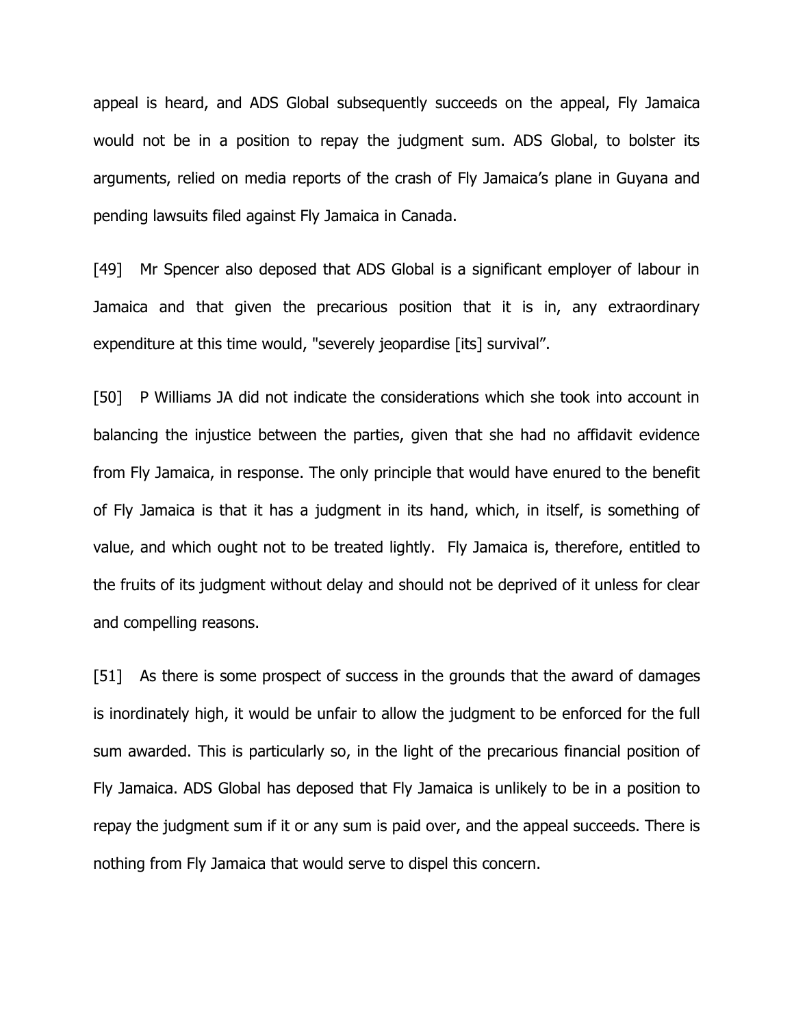appeal is heard, and ADS Global subsequently succeeds on the appeal, Fly Jamaica would not be in a position to repay the judgment sum. ADS Global, to bolster its arguments, relied on media reports of the crash of Fly Jamaica's plane in Guyana and pending lawsuits filed against Fly Jamaica in Canada.

[49] Mr Spencer also deposed that ADS Global is a significant employer of labour in Jamaica and that given the precarious position that it is in, any extraordinary expenditure at this time would, "severely jeopardise [its] survival".

[50] P Williams JA did not indicate the considerations which she took into account in balancing the injustice between the parties, given that she had no affidavit evidence from Fly Jamaica, in response. The only principle that would have enured to the benefit of Fly Jamaica is that it has a judgment in its hand, which, in itself, is something of value, and which ought not to be treated lightly. Fly Jamaica is, therefore, entitled to the fruits of its judgment without delay and should not be deprived of it unless for clear and compelling reasons.

[51] As there is some prospect of success in the grounds that the award of damages is inordinately high, it would be unfair to allow the judgment to be enforced for the full sum awarded. This is particularly so, in the light of the precarious financial position of Fly Jamaica. ADS Global has deposed that Fly Jamaica is unlikely to be in a position to repay the judgment sum if it or any sum is paid over, and the appeal succeeds. There is nothing from Fly Jamaica that would serve to dispel this concern.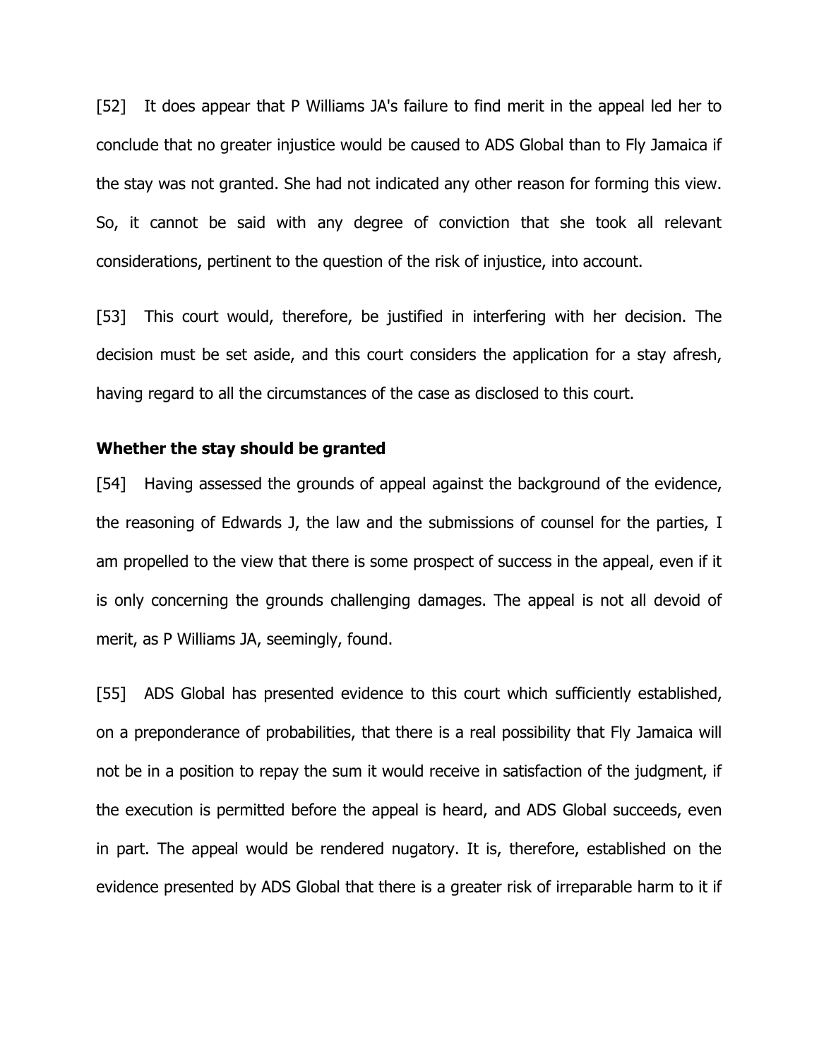[52] It does appear that P Williams JA's failure to find merit in the appeal led her to conclude that no greater injustice would be caused to ADS Global than to Fly Jamaica if the stay was not granted. She had not indicated any other reason for forming this view. So, it cannot be said with any degree of conviction that she took all relevant considerations, pertinent to the question of the risk of injustice, into account.

[53] This court would, therefore, be justified in interfering with her decision. The decision must be set aside, and this court considers the application for a stay afresh, having regard to all the circumstances of the case as disclosed to this court.

**Whether the stay should be granted**

[54] Having assessed the grounds of appeal against the background of the evidence, the reasoning of Edwards J, the law and the submissions of counsel for the parties, I am propelled to the view that there is some prospect of success in the appeal, even if it is only concerning the grounds challenging damages. The appeal is not all devoid of merit, as P Williams JA, seemingly, found.

[55] ADS Global has presented evidence to this court which sufficiently established, on a preponderance of probabilities, that there is a real possibility that Fly Jamaica will not be in a position to repay the sum it would receive in satisfaction of the judgment, if the execution is permitted before the appeal is heard, and ADS Global succeeds, even in part. The appeal would be rendered nugatory. It is, therefore, established on the evidence presented by ADS Global that there is a greater risk of irreparable harm to it if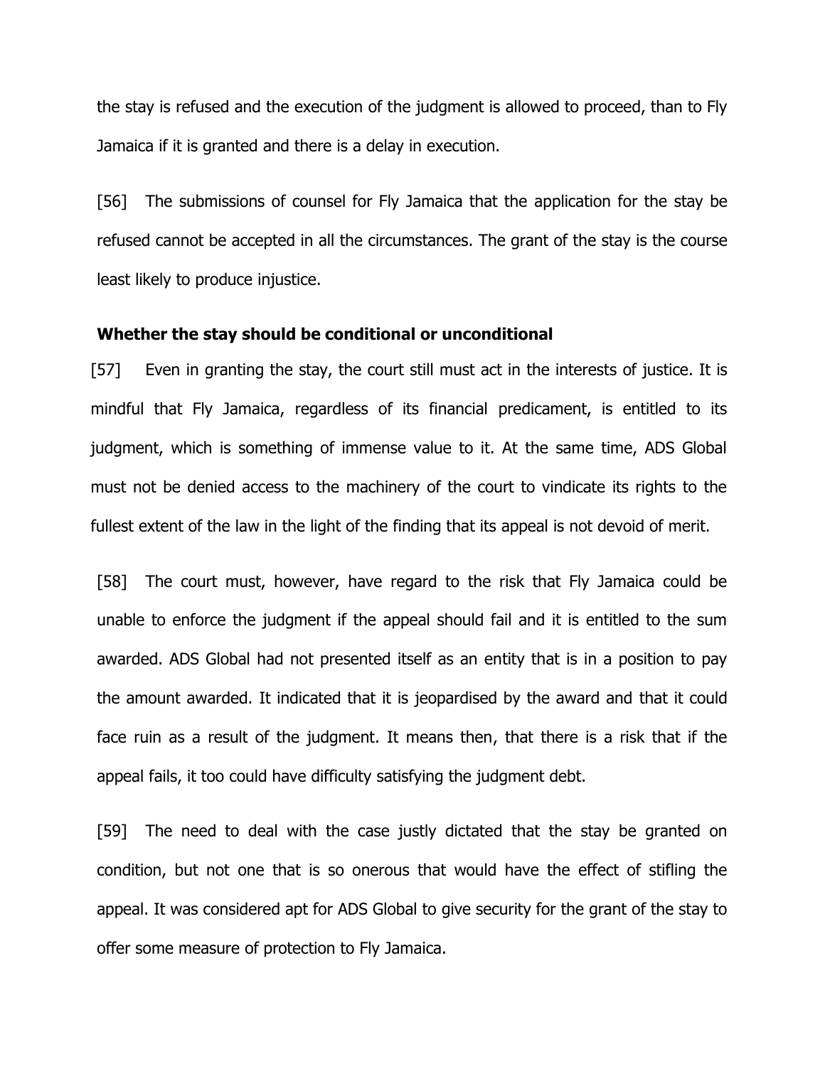the stay is refused and the execution of the judgment is allowed to proceed, than to Fly Jamaica if it is granted and there is a delay in execution.

[56] The submissions of counsel for Fly Jamaica that the application for the stay be refused cannot be accepted in all the circumstances. The grant of the stay is the course least likely to produce injustice.

**Whether the stay should be conditional or unconditional**

[57] Even in granting the stay, the court still must act in the interests of justice. It is mindful that Fly Jamaica, regardless of its financial predicament, is entitled to its judgment, which is something of immense value to it. At the same time, ADS Global must not be denied access to the machinery of the court to vindicate its rights to the fullest extent of the law in the light of the finding that its appeal is not devoid of merit.

[58] The court must, however, have regard to the risk that Fly Jamaica could be unable to enforce the judgment if the appeal should fail and it is entitled to the sum awarded. ADS Global had not presented itself as an entity that is in a position to pay the amount awarded. It indicated that it is jeopardised by the award and that it could face ruin as a result of the judgment. It means then, that there is a risk that if the appeal fails, it too could have difficulty satisfying the judgment debt.

[59] The need to deal with the case justly dictated that the stay be granted on condition, but not one that is so onerous that would have the effect of stifling the appeal. It was considered apt for ADS Global to give security for the grant of the stay to offer some measure of protection to Fly Jamaica.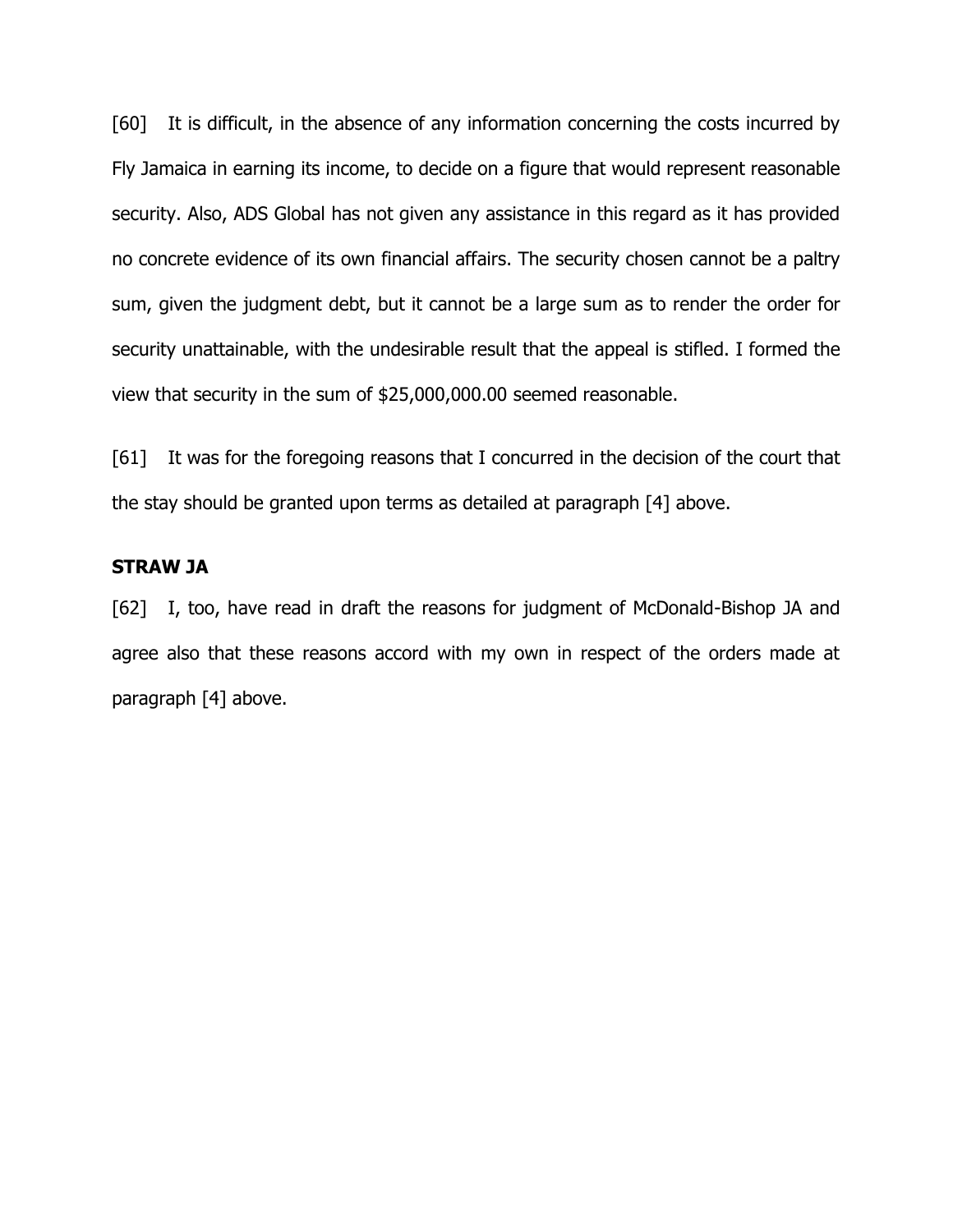[60] It is difficult, in the absence of any information concerning the costs incurred by Fly Jamaica in earning its income, to decide on a figure that would represent reasonable security. Also, ADS Global has not given any assistance in this regard as it has provided no concrete evidence of its own financial affairs. The security chosen cannot be a paltry sum, given the judgment debt, but it cannot be a large sum as to render the order for security unattainable, with the undesirable result that the appeal is stifled. I formed the view that security in the sum of $25,000,000.00 seemed reasonable.

[61] It was for the foregoing reasons that I concurred in the decision of the court that the stay should be granted upon terms as detailed at paragraph [4] above.

**STRAW JA**

[62] I, too, have read in draft the reasons for judgment of McDonald-Bishop JA and agree also that these reasons accord with my own in respect of the orders made at paragraph [4] above.